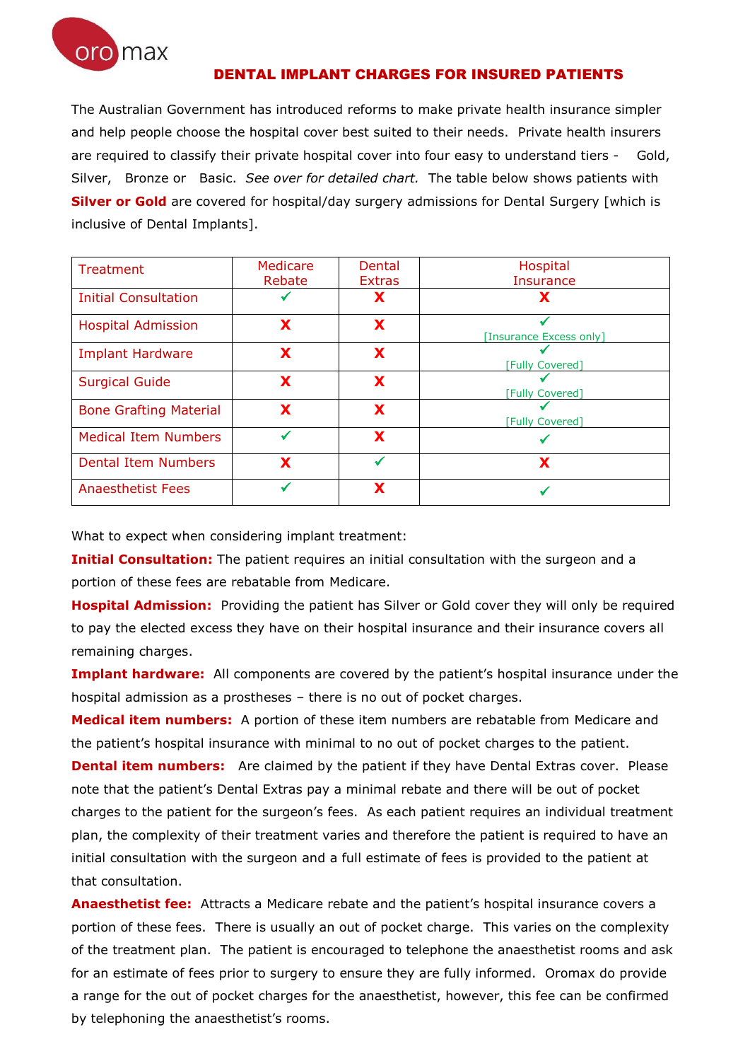oro max

# DENTAL IMPLANT CHARGES FOR INSURED PATIENTS

The Australian Government has introduced reforms to make private health insurance simpler and help people choose the hospital cover best suited to their needs. Private health insurers are required to classify their private hospital cover into four easy to understand tiers - Gold, Silver, Bronze or Basic. *See over for detailed chart.* The table below shows patients with **Silver or Gold** are covered for hospital/day surgery admissions for Dental Surgery [which is inclusive of Dental Implants].

| Treatment | Medicare Rebate | Dental Extras | Hospital Insurance |
|---|---|---|---|
| Initial Consultation | ✓ | X | X |
| Hospital Admission | X | X | ✓ [Insurance Excess only] |
| Implant Hardware | X | X | ✓ [Fully Covered] |
| Surgical Guide | X | X | ✓ [Fully Covered] |
| Bone Grafting Material | X | X | ✓ [Fully Covered] |
| Medical Item Numbers | ✓ | X | ✓ |
| Dental Item Numbers | X | ✓ | X |
| Anaesthetist Fees | ✓ | X | ✓ |

What to expect when considering implant treatment:

**Initial Consultation:** The patient requires an initial consultation with the surgeon and a portion of these fees are rebatable from Medicare.

**Hospital Admission:** Providing the patient has Silver or Gold cover they will only be required to pay the elected excess they have on their hospital insurance and their insurance covers all remaining charges.

**Implant hardware:** All components are covered by the patient's hospital insurance under the hospital admission as a prostheses – there is no out of pocket charges.

**Medical item numbers:** A portion of these item numbers are rebatable from Medicare and the patient's hospital insurance with minimal to no out of pocket charges to the patient.

**Dental item numbers:** Are claimed by the patient if they have Dental Extras cover. Please note that the patient's Dental Extras pay a minimal rebate and there will be out of pocket charges to the patient for the surgeon's fees. As each patient requires an individual treatment plan, the complexity of their treatment varies and therefore the patient is required to have an initial consultation with the surgeon and a full estimate of fees is provided to the patient at that consultation.

**Anaesthetist fee:** Attracts a Medicare rebate and the patient's hospital insurance covers a portion of these fees. There is usually an out of pocket charge. This varies on the complexity of the treatment plan. The patient is encouraged to telephone the anaesthetist rooms and ask for an estimate of fees prior to surgery to ensure they are fully informed. Oromax do provide a range for the out of pocket charges for the anaesthetist, however, this fee can be confirmed by telephoning the anaesthetist's rooms.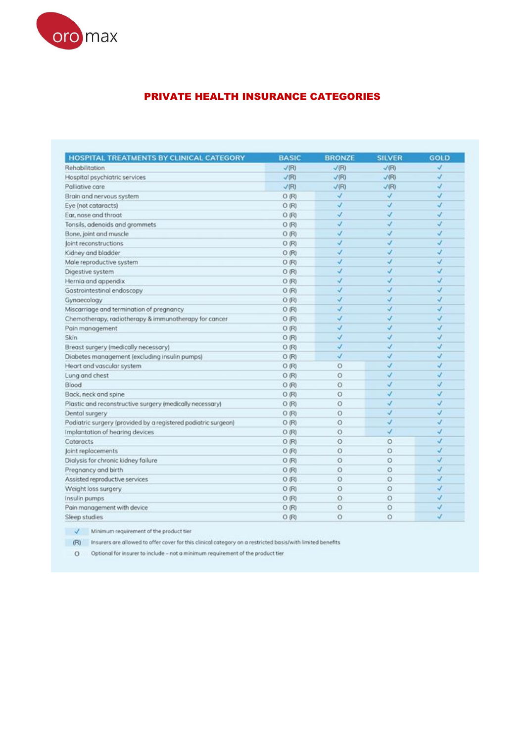## PRIVATE HEALTH INSURANCE CATEGORIES

| HOSPITAL TREATMENTS BY CLINICAL CATEGORY | BASIC | BRONZE | SILVER | GOLD |
|---|---|---|---|---|
| Rehabilitation | ✓(R) | ✓(R) | ✓(R) | ✓ |
| Hospital psychiatric services | ✓(R) | ✓(R) | ✓(R) | ✓ |
| Palliative care | ✓(R) | ✓(R) | ✓(R) | ✓ |
| Brain and nervous system | O (R) | ✓ | ✓ | ✓ |
| Eye (not cataracts) | O (R) | ✓ | ✓ | ✓ |
| Ear, nose and throat | O (R) | ✓ | ✓ | ✓ |
| Tonsils, adenoids and grommets | O (R) | ✓ | ✓ | ✓ |
| Bone, joint and muscle | O (R) | ✓ | ✓ | ✓ |
| Joint reconstructions | O (R) | ✓ | ✓ | ✓ |
| Kidney and bladder | O (R) | ✓ | ✓ | ✓ |
| Male reproductive system | O (R) | ✓ | ✓ | ✓ |
| Digestive system | O (R) | ✓ | ✓ | ✓ |
| Hernia and appendix | O (R) | ✓ | ✓ | ✓ |
| Gastrointestinal endoscopy | O (R) | ✓ | ✓ | ✓ |
| Gynaecology | O (R) | ✓ | ✓ | ✓ |
| Miscarriage and termination of pregnancy | O (R) | ✓ | ✓ | ✓ |
| Chemotherapy, radiotherapy & immunotherapy for cancer | O (R) | ✓ | ✓ | ✓ |
| Pain management | O (R) | ✓ | ✓ | ✓ |
| Skin | O (R) | ✓ | ✓ | ✓ |
| Breast surgery (medically necessary) | O (R) | ✓ | ✓ | ✓ |
| Diabetes management (excluding insulin pumps) | O (R) | ✓ | ✓ | ✓ |
| Heart and vascular system | O (R) | O | ✓ | ✓ |
| Lung and chest | O (R) | O | ✓ | ✓ |
| Blood | O (R) | O | ✓ | ✓ |
| Back, neck and spine | O (R) | O | ✓ | ✓ |
| Plastic and reconstructive surgery (medically necessary) | O (R) | O | ✓ | ✓ |
| Dental surgery | O (R) | O | ✓ | ✓ |
| Podiatric surgery (provided by a registered podiatric surgeon) | O (R) | O | ✓ | ✓ |
| Implantation of hearing devices | O (R) | O | ✓ | ✓ |
| Cataracts | O (R) | O | O | ✓ |
| Joint replacements | O (R) | O | O | ✓ |
| Dialysis for chronic kidney failure | O (R) | O | O | ✓ |
| Pregnancy and birth | O (R) | O | O | ✓ |
| Assisted reproductive services | O (R) | O | O | ✓ |
| Weight loss surgery | O (R) | O | O | ✓ |
| Insulin pumps | O (R) | O | O | ✓ |
| Pain management with device | O (R) | O | O | ✓ |
| Sleep studies | O (R) | O | O | ✓ |

✓ Minimum requirement of the product tier

(R) Insurers are allowed to offer cover for this clinical category on a restricted basis/with limited benefits

O Optional for insurer to include – not a minimum requirement of the product tier